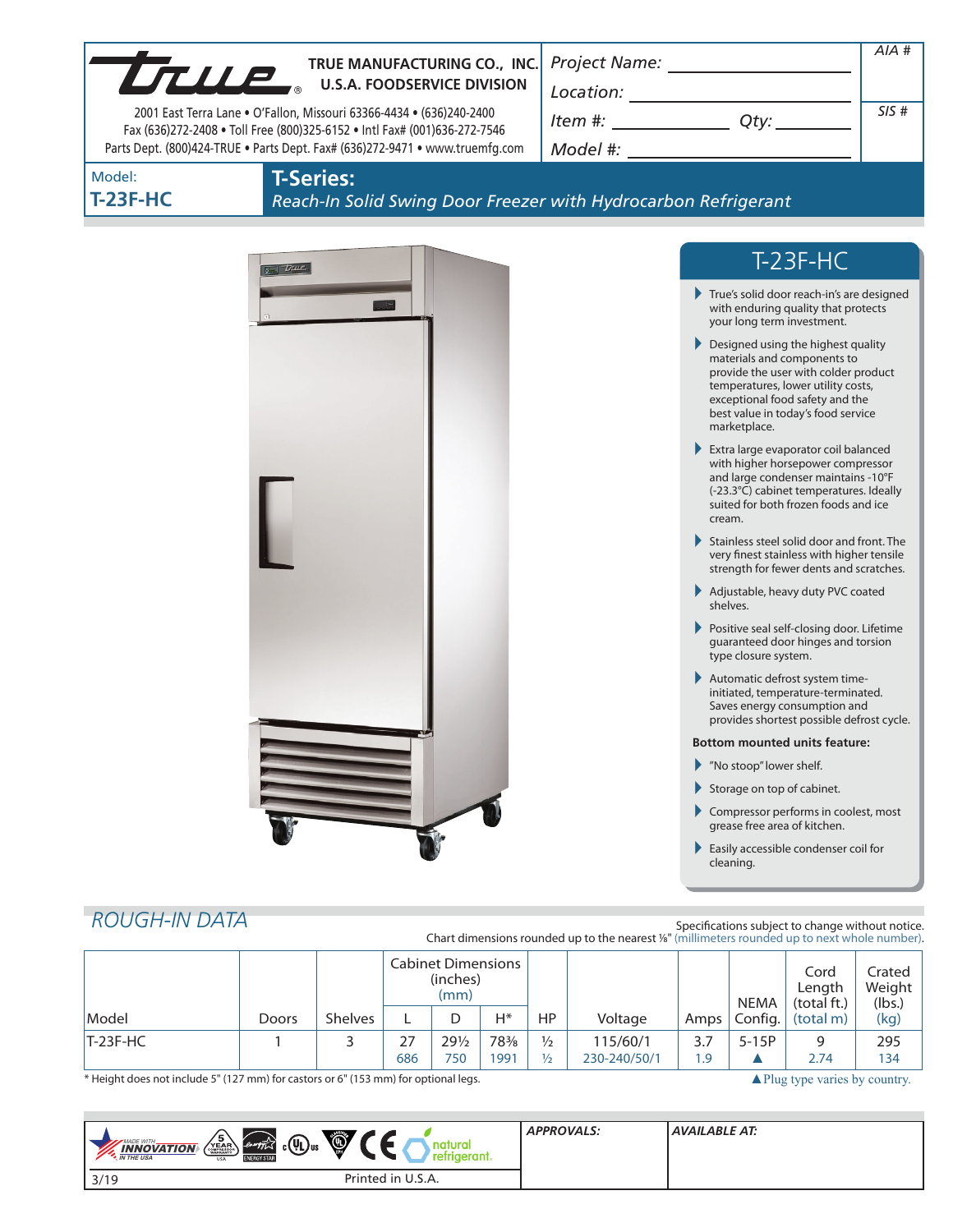**TRUE MANUFACTURING CO., INC.**
**U.S.A. FOODSERVICE DIVISION**

2001 East Terra Lane • O'Fallon, Missouri 63366-4434 • (636)240-2400
Fax (636)272-2408 • Toll Free (800)325-6152 • Intl Fax# (001)636-272-7546
Parts Dept. (800)424-TRUE • Parts Dept. Fax# (636)272-9471 • www.truemfg.com

*Project Name:* ______________________

*Location:* ______________________

*Item #:* ______________ *Qty:* ________

*Model #:* ______________________

*AIA #*

*SIS #*

Model:
**T-23F-HC**

# T-Series:

*Reach-In Solid Swing Door Freezer with Hydrocarbon Refrigerant*

## T-23F-HC

- True's solid door reach-in's are designed with enduring quality that protects your long term investment.
- Designed using the highest quality materials and components to provide the user with colder product temperatures, lower utility costs, exceptional food safety and the best value in today's food service marketplace.
- Extra large evaporator coil balanced with higher horsepower compressor and large condenser maintains -10°F (-23.3°C) cabinet temperatures. Ideally suited for both frozen foods and ice cream.
- Stainless steel solid door and front. The very finest stainless with higher tensile strength for fewer dents and scratches.
- Adjustable, heavy duty PVC coated shelves.
- Positive seal self-closing door. Lifetime guaranteed door hinges and torsion type closure system.
- Automatic defrost system time-initiated, temperature-terminated. Saves energy consumption and provides shortest possible defrost cycle.

**Bottom mounted units feature:**

- "No stoop" lower shelf.
- Storage on top of cabinet.
- Compressor performs in coolest, most grease free area of kitchen.
- Easily accessible condenser coil for cleaning.

## *ROUGH-IN DATA*

Specifications subject to change without notice.
Chart dimensions rounded up to the nearest ⅛" (millimeters rounded up to next whole number).

| Model | Doors | Shelves | Cabinet Dimensions (inches) (mm) | | | HP | Voltage | Amps | NEMA Config. | Cord Length (total ft.) (total m) | Crated Weight (lbs.) (kg) |
|---|---|---|---|---|---|---|---|---|---|---|---|
| | | | L | D | H* | | | | | | |
| T-23F-HC | 1 | 3 | 27<br>686 | 29½<br>750 | 78⅜<br>1991 | ½<br>½ | 115/60/1<br>230-240/50/1 | 3.7<br>1.9 | 5-15P<br>▲ | 9<br>2.74 | 295<br>134 |

\* Height does not include 5" (127 mm) for castors or 6" (153 mm) for optional legs.

▲ Plug type varies by country.

MADE WITH INNOVATION IN THE USA · 5 YEAR COMPRESSOR WARRANTY USA · ENERGY STAR · c UL us · CE · natural refrigerant.

*APPROVALS:*

*AVAILABLE AT:*

3/19 Printed in U.S.A.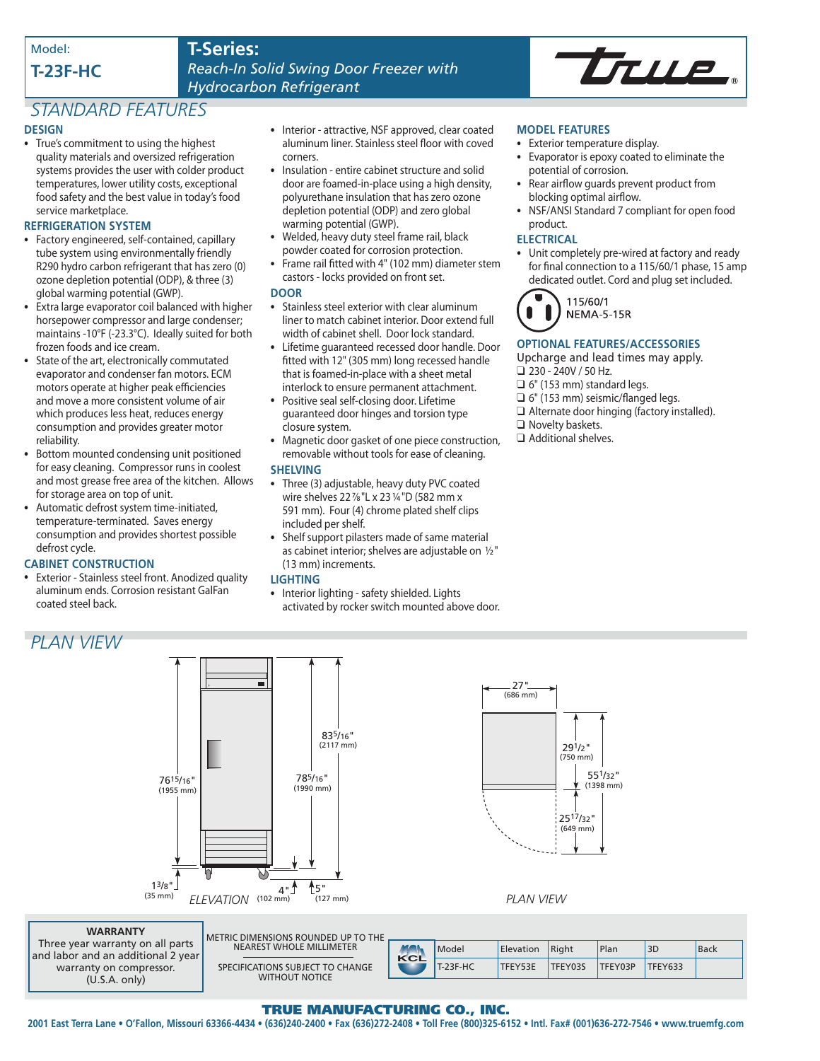Model:

**T-23F-HC**

# T-Series:

*Reach-In Solid Swing Door Freezer with Hydrocarbon Refrigerant*

## *STANDARD FEATURES*

### DESIGN

- True's commitment to using the highest quality materials and oversized refrigeration systems provides the user with colder product temperatures, lower utility costs, exceptional food safety and the best value in today's food service marketplace.

### REFRIGERATION SYSTEM

- Factory engineered, self-contained, capillary tube system using environmentally friendly R290 hydro carbon refrigerant that has zero (0) ozone depletion potential (ODP), & three (3) global warming potential (GWP).
- Extra large evaporator coil balanced with higher horsepower compressor and large condenser; maintains -10°F (-23.3°C). Ideally suited for both frozen foods and ice cream.
- State of the art, electronically commutated evaporator and condenser fan motors. ECM motors operate at higher peak efficiencies and move a more consistent volume of air which produces less heat, reduces energy consumption and provides greater motor reliability.
- Bottom mounted condensing unit positioned for easy cleaning. Compressor runs in coolest and most grease free area of the kitchen. Allows for storage area on top of unit.
- Automatic defrost system time-initiated, temperature-terminated. Saves energy consumption and provides shortest possible defrost cycle.

### CABINET CONSTRUCTION

- Exterior - Stainless steel front. Anodized quality aluminum ends. Corrosion resistant GalFan coated steel back.
- Interior - attractive, NSF approved, clear coated aluminum liner. Stainless steel floor with coved corners.
- Insulation - entire cabinet structure and solid door are foamed-in-place using a high density, polyurethane insulation that has zero ozone depletion potential (ODP) and zero global warming potential (GWP).
- Welded, heavy duty steel frame rail, black powder coated for corrosion protection.
- Frame rail fitted with 4" (102 mm) diameter stem castors - locks provided on front set.

### DOOR

- Stainless steel exterior with clear aluminum liner to match cabinet interior. Door extend full width of cabinet shell. Door lock standard.
- Lifetime guaranteed recessed door handle. Door fitted with 12" (305 mm) long recessed handle that is foamed-in-place with a sheet metal interlock to ensure permanent attachment.
- Positive seal self-closing door. Lifetime guaranteed door hinges and torsion type closure system.
- Magnetic door gasket of one piece construction, removable without tools for ease of cleaning.

### SHELVING

- Three (3) adjustable, heavy duty PVC coated wire shelves 22⅞"L x 23¼"D (582 mm x 591 mm). Four (4) chrome plated shelf clips included per shelf.
- Shelf support pilasters made of same material as cabinet interior; shelves are adjustable on ½" (13 mm) increments.

### LIGHTING

- Interior lighting - safety shielded. Lights activated by rocker switch mounted above door.

### MODEL FEATURES

- Exterior temperature display.
- Evaporator is epoxy coated to eliminate the potential of corrosion.
- Rear airflow guards prevent product from blocking optimal airflow.
- NSF/ANSI Standard 7 compliant for open food product.

### ELECTRICAL

- Unit completely pre-wired at factory and ready for final connection to a 115/60/1 phase, 15 amp dedicated outlet. Cord and plug set included.

115/60/1
NEMA-5-15R

### OPTIONAL FEATURES/ACCESSORIES

Upcharge and lead times may apply.

- ❑ 230 - 240V / 50 Hz.
- ❑ 6" (153 mm) standard legs.
- ❑ 6" (153 mm) seismic/flanged legs.
- ❑ Alternate door hinging (factory installed).
- ❑ Novelty baskets.
- ❑ Additional shelves.

## *PLAN VIEW*

83⁵⁄₁₆" (2117 mm)
76¹⁵⁄₁₆" (1955 mm)
78⁵⁄₁₆" (1990 mm)
1³⁄₈" (35 mm)
4" (102 mm)
5" (127 mm)
*ELEVATION*

27" (686 mm)
29½" (750 mm)
55¹⁄₃₂" (1398 mm)
25¹⁷⁄₃₂" (649 mm)
*PLAN VIEW*

**WARRANTY**
Three year warranty on all parts and labor and an additional 2 year warranty on compressor. (U.S.A. only)

METRIC DIMENSIONS ROUNDED UP TO THE NEAREST WHOLE MILLIMETER

SPECIFICATIONS SUBJECT TO CHANGE WITHOUT NOTICE

| KCL | Model | Elevation | Right | Plan | 3D | Back |
|---|---|---|---|---|---|---|
| | T-23F-HC | TFEY53E | TFEY03S | TFEY03P | TFEY633 | |

**TRUE MANUFACTURING CO., INC.**

2001 East Terra Lane • O'Fallon, Missouri 63366-4434 • (636)240-2400 • Fax (636)272-2408 • Toll Free (800)325-6152 • Intl. Fax# (001)636-272-7546 • www.truemfg.com